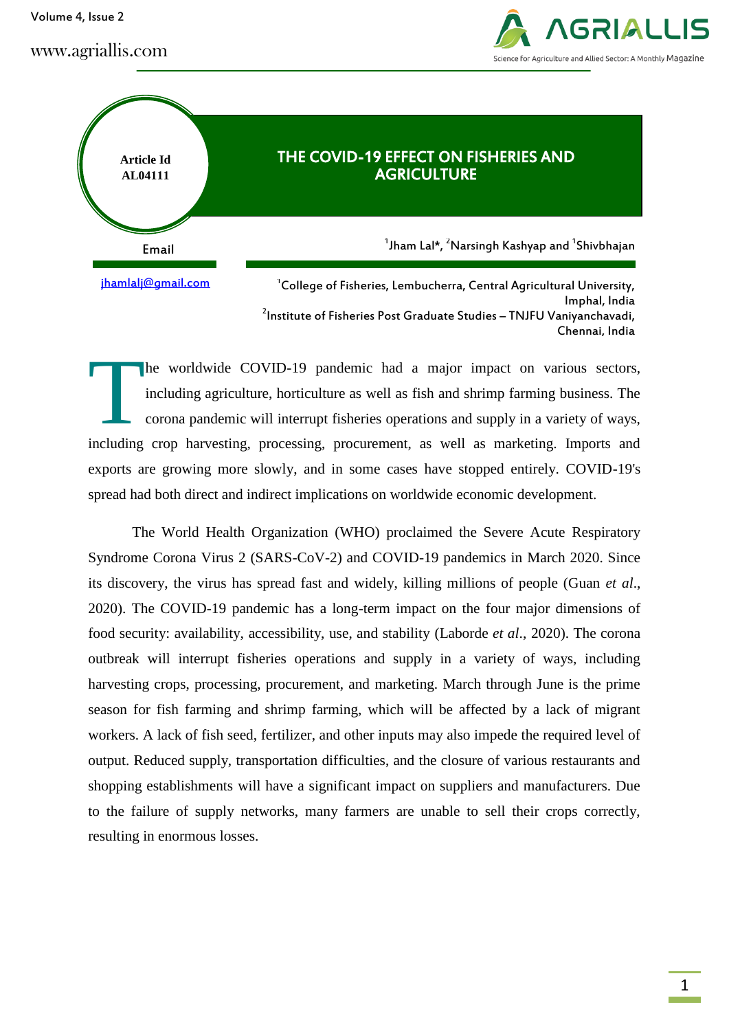Article Id AL04111

# THE COVID-19 EFFECT ON FISHERIES AND AGRICULTURE

[1]Jham Lal*, [2]Narsingh Kashyap and [1]Shivbhajan

Email

jhamlalj@gmail.com

[1]College of Fisheries, Lembucherra, Central Agricultural University, Imphal, India
[2]Institute of Fisheries Post Graduate Studies – TNJFU Vaniyanchavadi, Chennai, India

The worldwide COVID-19 pandemic had a major impact on various sectors, including agriculture, horticulture as well as fish and shrimp farming business. The corona pandemic will interrupt fisheries operations and supply in a variety of ways, including crop harvesting, processing, procurement, as well as marketing. Imports and exports are growing more slowly, and in some cases have stopped entirely. COVID-19's spread had both direct and indirect implications on worldwide economic development.

The World Health Organization (WHO) proclaimed the Severe Acute Respiratory Syndrome Corona Virus 2 (SARS-CoV-2) and COVID-19 pandemics in March 2020. Since its discovery, the virus has spread fast and widely, killing millions of people (Guan *et al*., 2020). The COVID-19 pandemic has a long-term impact on the four major dimensions of food security: availability, accessibility, use, and stability (Laborde *et al*., 2020). The corona outbreak will interrupt fisheries operations and supply in a variety of ways, including harvesting crops, processing, procurement, and marketing. March through June is the prime season for fish farming and shrimp farming, which will be affected by a lack of migrant workers. A lack of fish seed, fertilizer, and other inputs may also impede the required level of output. Reduced supply, transportation difficulties, and the closure of various restaurants and shopping establishments will have a significant impact on suppliers and manufacturers. Due to the failure of supply networks, many farmers are unable to sell their crops correctly, resulting in enormous losses.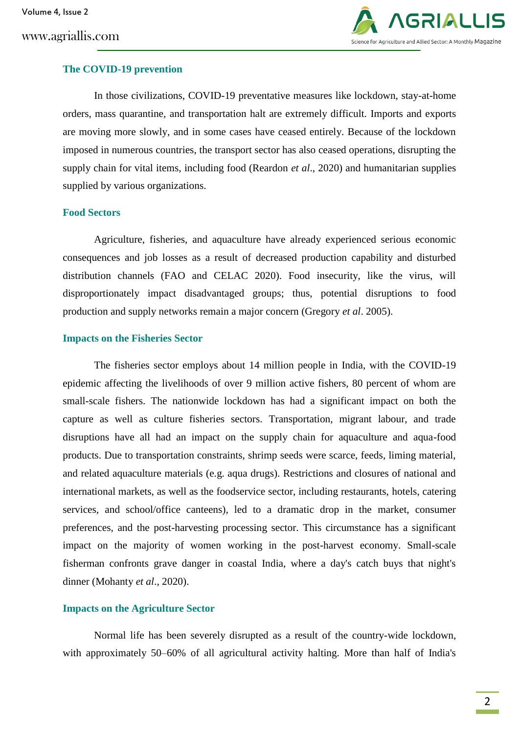## The COVID-19 prevention

In those civilizations, COVID-19 preventative measures like lockdown, stay-at-home orders, mass quarantine, and transportation halt are extremely difficult. Imports and exports are moving more slowly, and in some cases have ceased entirely. Because of the lockdown imposed in numerous countries, the transport sector has also ceased operations, disrupting the supply chain for vital items, including food (Reardon *et al*., 2020) and humanitarian supplies supplied by various organizations.

## Food Sectors

Agriculture, fisheries, and aquaculture have already experienced serious economic consequences and job losses as a result of decreased production capability and disturbed distribution channels (FAO and CELAC 2020). Food insecurity, like the virus, will disproportionately impact disadvantaged groups; thus, potential disruptions to food production and supply networks remain a major concern (Gregory *et al*. 2005).

## Impacts on the Fisheries Sector

The fisheries sector employs about 14 million people in India, with the COVID-19 epidemic affecting the livelihoods of over 9 million active fishers, 80 percent of whom are small-scale fishers. The nationwide lockdown has had a significant impact on both the capture as well as culture fisheries sectors. Transportation, migrant labour, and trade disruptions have all had an impact on the supply chain for aquaculture and aqua-food products. Due to transportation constraints, shrimp seeds were scarce, feeds, liming material, and related aquaculture materials (e.g. aqua drugs). Restrictions and closures of national and international markets, as well as the foodservice sector, including restaurants, hotels, catering services, and school/office canteens), led to a dramatic drop in the market, consumer preferences, and the post-harvesting processing sector. This circumstance has a significant impact on the majority of women working in the post-harvest economy. Small-scale fisherman confronts grave danger in coastal India, where a day's catch buys that night's dinner (Mohanty *et al*., 2020).

## Impacts on the Agriculture Sector

Normal life has been severely disrupted as a result of the country-wide lockdown, with approximately 50–60% of all agricultural activity halting. More than half of India's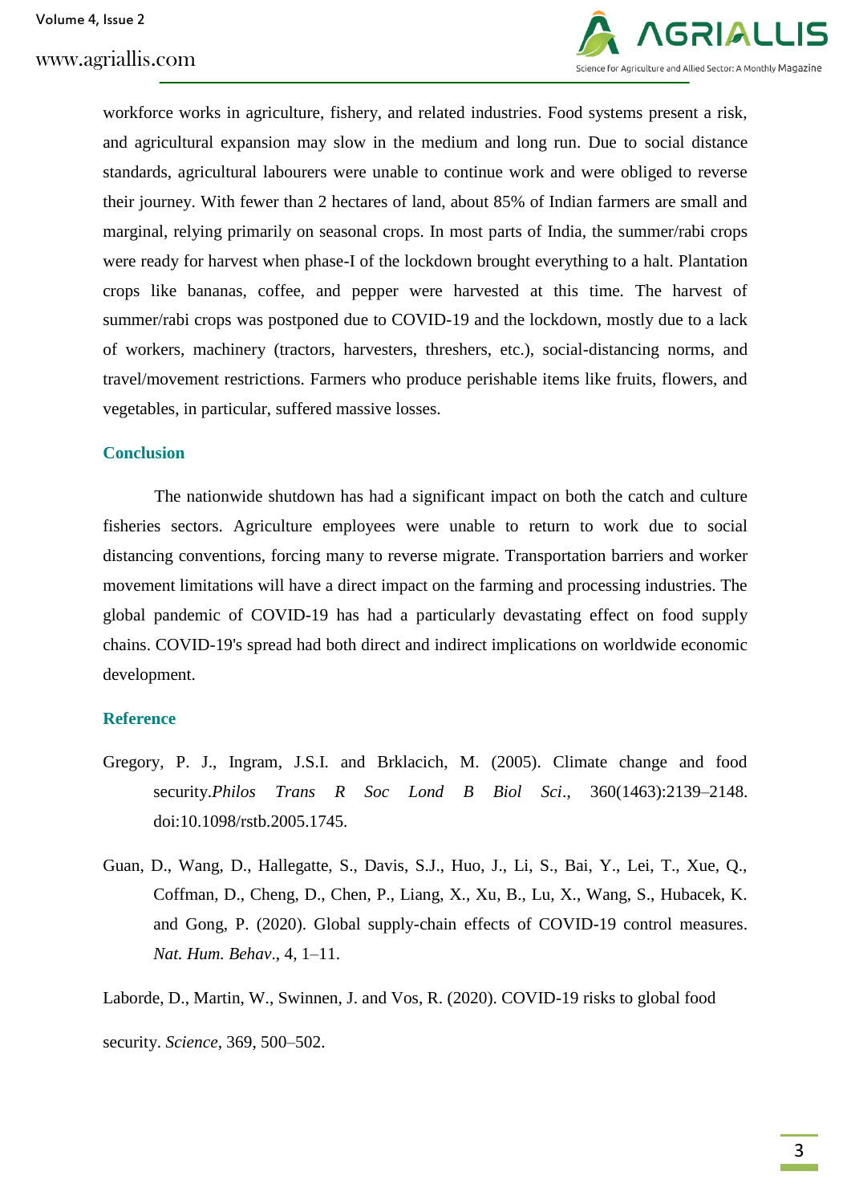workforce works in agriculture, fishery, and related industries. Food systems present a risk, and agricultural expansion may slow in the medium and long run. Due to social distance standards, agricultural labourers were unable to continue work and were obliged to reverse their journey. With fewer than 2 hectares of land, about 85% of Indian farmers are small and marginal, relying primarily on seasonal crops. In most parts of India, the summer/rabi crops were ready for harvest when phase-I of the lockdown brought everything to a halt. Plantation crops like bananas, coffee, and pepper were harvested at this time. The harvest of summer/rabi crops was postponed due to COVID-19 and the lockdown, mostly due to a lack of workers, machinery (tractors, harvesters, threshers, etc.), social-distancing norms, and travel/movement restrictions. Farmers who produce perishable items like fruits, flowers, and vegetables, in particular, suffered massive losses.

## Conclusion

The nationwide shutdown has had a significant impact on both the catch and culture fisheries sectors. Agriculture employees were unable to return to work due to social distancing conventions, forcing many to reverse migrate. Transportation barriers and worker movement limitations will have a direct impact on the farming and processing industries. The global pandemic of COVID-19 has had a particularly devastating effect on food supply chains. COVID-19's spread had both direct and indirect implications on worldwide economic development.

## Reference

Gregory, P. J., Ingram, J.S.I. and Brklacich, M. (2005). Climate change and food security.*Philos Trans R Soc Lond B Biol Sci*., 360(1463):2139–2148. doi:10.1098/rstb.2005.1745.

Guan, D., Wang, D., Hallegatte, S., Davis, S.J., Huo, J., Li, S., Bai, Y., Lei, T., Xue, Q., Coffman, D., Cheng, D., Chen, P., Liang, X., Xu, B., Lu, X., Wang, S., Hubacek, K. and Gong, P. (2020). Global supply-chain effects of COVID-19 control measures. *Nat. Hum. Behav*., 4, 1–11.

Laborde, D., Martin, W., Swinnen, J. and Vos, R. (2020). COVID-19 risks to global food security. *Science*, 369, 500–502.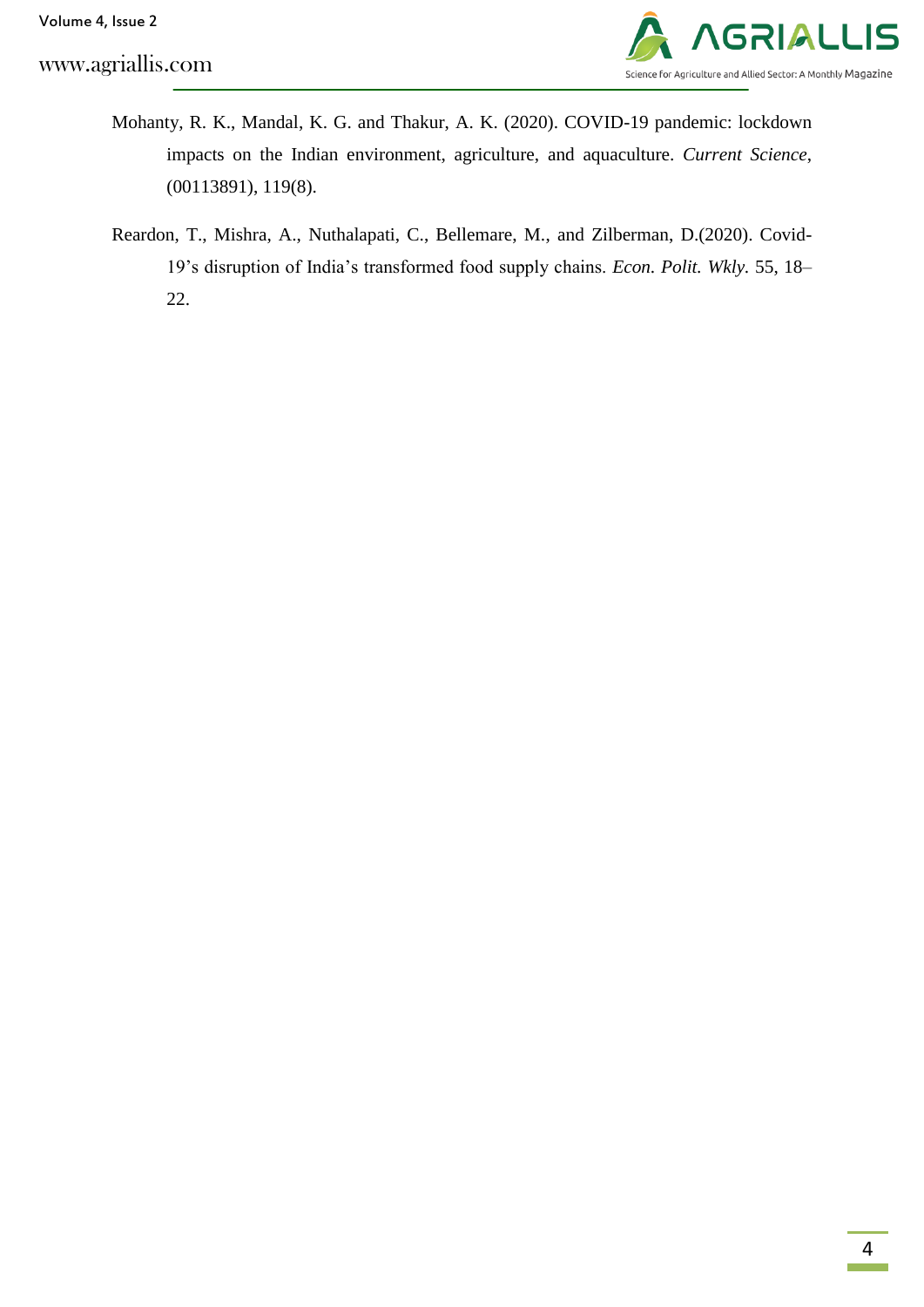Mohanty, R. K., Mandal, K. G. and Thakur, A. K. (2020). COVID-19 pandemic: lockdown impacts on the Indian environment, agriculture, and aquaculture. *Current Science*, (00113891), 119(8).

Reardon, T., Mishra, A., Nuthalapati, C., Bellemare, M., and Zilberman, D.(2020). Covid-19's disruption of India's transformed food supply chains. *Econ. Polit. Wkly*. 55, 18–22.